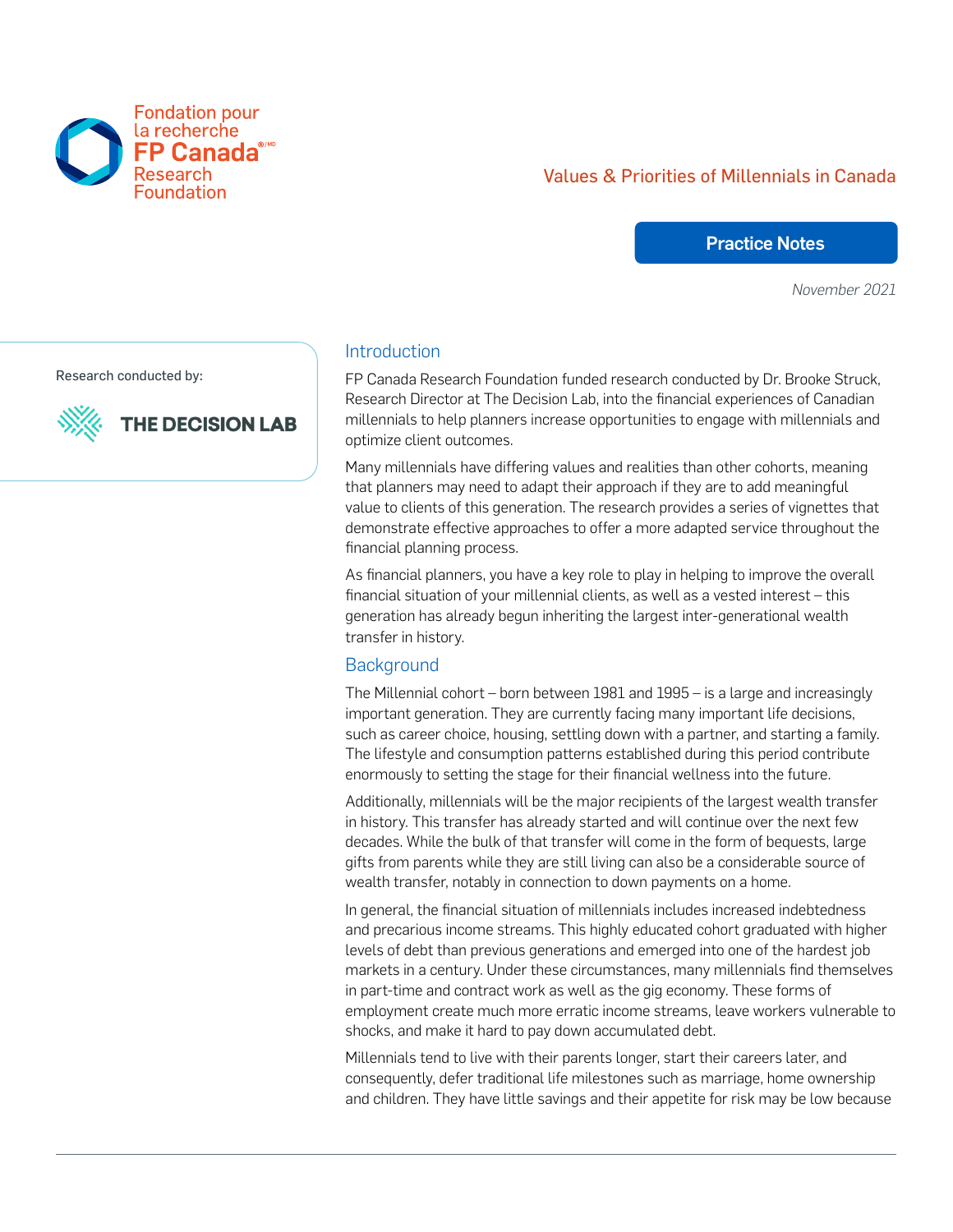Fondation pour la recherche FP Canada® / MD Research Foundation

Values & Priorities of Millennials in Canada

**Practice Notes**

*November 2021*

Research conducted by:

THE DECISION LAB

## Introduction

FP Canada Research Foundation funded research conducted by Dr. Brooke Struck, Research Director at The Decision Lab, into the financial experiences of Canadian millennials to help planners increase opportunities to engage with millennials and optimize client outcomes.

Many millennials have differing values and realities than other cohorts, meaning that planners may need to adapt their approach if they are to add meaningful value to clients of this generation. The research provides a series of vignettes that demonstrate effective approaches to offer a more adapted service throughout the financial planning process.

As financial planners, you have a key role to play in helping to improve the overall financial situation of your millennial clients, as well as a vested interest – this generation has already begun inheriting the largest inter-generational wealth transfer in history.

## Background

The Millennial cohort – born between 1981 and 1995 – is a large and increasingly important generation. They are currently facing many important life decisions, such as career choice, housing, settling down with a partner, and starting a family. The lifestyle and consumption patterns established during this period contribute enormously to setting the stage for their financial wellness into the future.

Additionally, millennials will be the major recipients of the largest wealth transfer in history. This transfer has already started and will continue over the next few decades. While the bulk of that transfer will come in the form of bequests, large gifts from parents while they are still living can also be a considerable source of wealth transfer, notably in connection to down payments on a home.

In general, the financial situation of millennials includes increased indebtedness and precarious income streams. This highly educated cohort graduated with higher levels of debt than previous generations and emerged into one of the hardest job markets in a century. Under these circumstances, many millennials find themselves in part-time and contract work as well as the gig economy. These forms of employment create much more erratic income streams, leave workers vulnerable to shocks, and make it hard to pay down accumulated debt.

Millennials tend to live with their parents longer, start their careers later, and consequently, defer traditional life milestones such as marriage, home ownership and children. They have little savings and their appetite for risk may be low because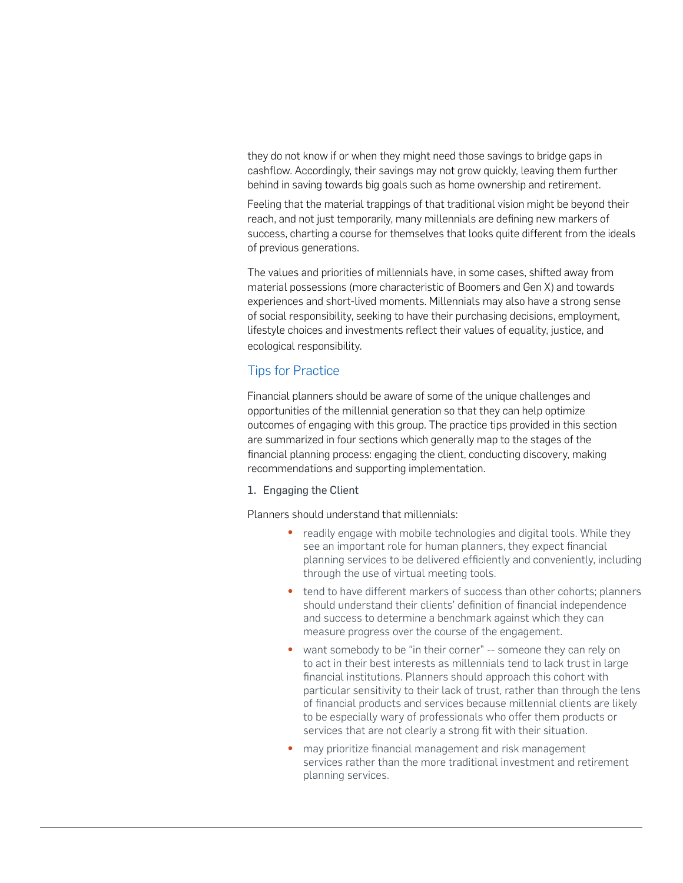they do not know if or when they might need those savings to bridge gaps in cashflow. Accordingly, their savings may not grow quickly, leaving them further behind in saving towards big goals such as home ownership and retirement.

Feeling that the material trappings of that traditional vision might be beyond their reach, and not just temporarily, many millennials are defining new markers of success, charting a course for themselves that looks quite different from the ideals of previous generations.

The values and priorities of millennials have, in some cases, shifted away from material possessions (more characteristic of Boomers and Gen X) and towards experiences and short-lived moments. Millennials may also have a strong sense of social responsibility, seeking to have their purchasing decisions, employment, lifestyle choices and investments reflect their values of equality, justice, and ecological responsibility.

## Tips for Practice

Financial planners should be aware of some of the unique challenges and opportunities of the millennial generation so that they can help optimize outcomes of engaging with this group. The practice tips provided in this section are summarized in four sections which generally map to the stages of the financial planning process: engaging the client, conducting discovery, making recommendations and supporting implementation.

### 1. Engaging the Client

Planners should understand that millennials:

- readily engage with mobile technologies and digital tools. While they see an important role for human planners, they expect financial planning services to be delivered efficiently and conveniently, including through the use of virtual meeting tools.
- tend to have different markers of success than other cohorts; planners should understand their clients' definition of financial independence and success to determine a benchmark against which they can measure progress over the course of the engagement.
- want somebody to be "in their corner" -- someone they can rely on to act in their best interests as millennials tend to lack trust in large financial institutions. Planners should approach this cohort with particular sensitivity to their lack of trust, rather than through the lens of financial products and services because millennial clients are likely to be especially wary of professionals who offer them products or services that are not clearly a strong fit with their situation.
- may prioritize financial management and risk management services rather than the more traditional investment and retirement planning services.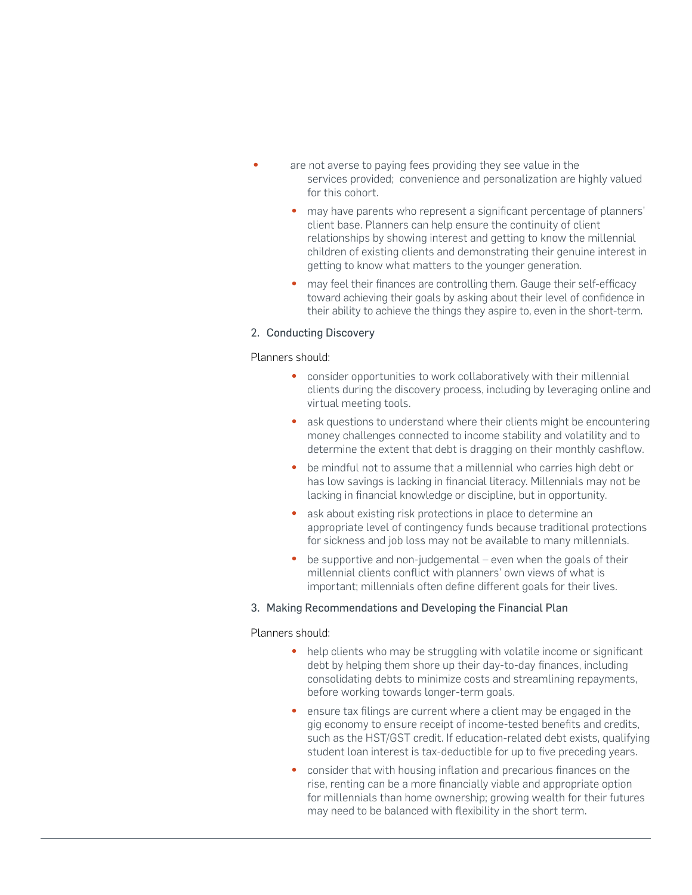- are not averse to paying fees providing they see value in the services provided; convenience and personalization are highly valued for this cohort.
- may have parents who represent a significant percentage of planners' client base. Planners can help ensure the continuity of client relationships by showing interest and getting to know the millennial children of existing clients and demonstrating their genuine interest in getting to know what matters to the younger generation.
- may feel their finances are controlling them. Gauge their self-efficacy toward achieving their goals by asking about their level of confidence in their ability to achieve the things they aspire to, even in the short-term.

2. Conducting Discovery

Planners should:

- consider opportunities to work collaboratively with their millennial clients during the discovery process, including by leveraging online and virtual meeting tools.
- ask questions to understand where their clients might be encountering money challenges connected to income stability and volatility and to determine the extent that debt is dragging on their monthly cashflow.
- be mindful not to assume that a millennial who carries high debt or has low savings is lacking in financial literacy. Millennials may not be lacking in financial knowledge or discipline, but in opportunity.
- ask about existing risk protections in place to determine an appropriate level of contingency funds because traditional protections for sickness and job loss may not be available to many millennials.
- be supportive and non-judgemental – even when the goals of their millennial clients conflict with planners' own views of what is important; millennials often define different goals for their lives.

3. Making Recommendations and Developing the Financial Plan

Planners should:

- help clients who may be struggling with volatile income or significant debt by helping them shore up their day-to-day finances, including consolidating debts to minimize costs and streamlining repayments, before working towards longer-term goals.
- ensure tax filings are current where a client may be engaged in the gig economy to ensure receipt of income-tested benefits and credits, such as the HST/GST credit. If education-related debt exists, qualifying student loan interest is tax-deductible for up to five preceding years.
- consider that with housing inflation and precarious finances on the rise, renting can be a more financially viable and appropriate option for millennials than home ownership; growing wealth for their futures may need to be balanced with flexibility in the short term.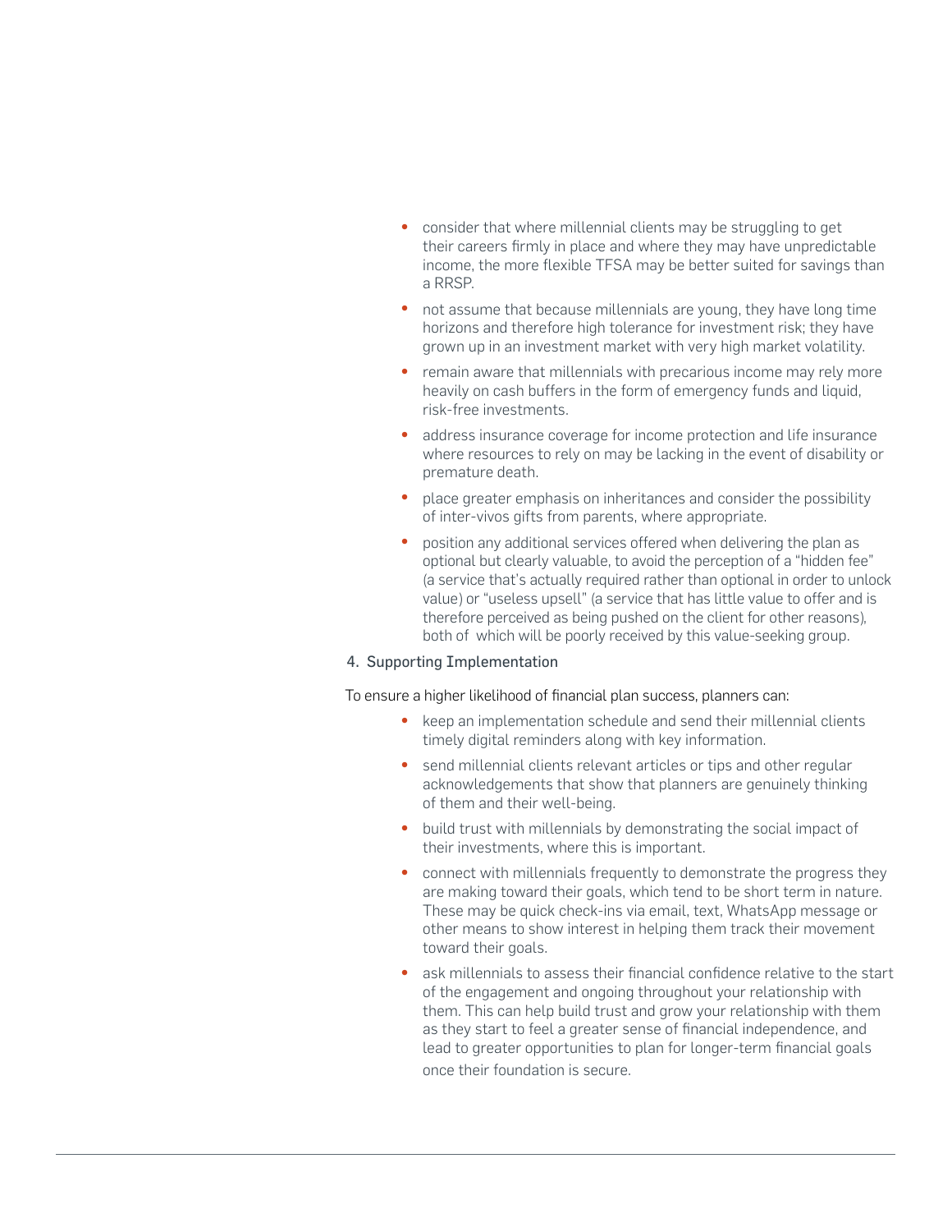- consider that where millennial clients may be struggling to get their careers firmly in place and where they may have unpredictable income, the more flexible TFSA may be better suited for savings than a RRSP.
- not assume that because millennials are young, they have long time horizons and therefore high tolerance for investment risk; they have grown up in an investment market with very high market volatility.
- remain aware that millennials with precarious income may rely more heavily on cash buffers in the form of emergency funds and liquid, risk-free investments.
- address insurance coverage for income protection and life insurance where resources to rely on may be lacking in the event of disability or premature death.
- place greater emphasis on inheritances and consider the possibility of inter-vivos gifts from parents, where appropriate.
- position any additional services offered when delivering the plan as optional but clearly valuable, to avoid the perception of a "hidden fee" (a service that's actually required rather than optional in order to unlock value) or "useless upsell" (a service that has little value to offer and is therefore perceived as being pushed on the client for other reasons), both of which will be poorly received by this value-seeking group.

4. Supporting Implementation

To ensure a higher likelihood of financial plan success, planners can:

- keep an implementation schedule and send their millennial clients timely digital reminders along with key information.
- send millennial clients relevant articles or tips and other regular acknowledgements that show that planners are genuinely thinking of them and their well-being.
- build trust with millennials by demonstrating the social impact of their investments, where this is important.
- connect with millennials frequently to demonstrate the progress they are making toward their goals, which tend to be short term in nature. These may be quick check-ins via email, text, WhatsApp message or other means to show interest in helping them track their movement toward their goals.
- ask millennials to assess their financial confidence relative to the start of the engagement and ongoing throughout your relationship with them. This can help build trust and grow your relationship with them as they start to feel a greater sense of financial independence, and lead to greater opportunities to plan for longer-term financial goals once their foundation is secure.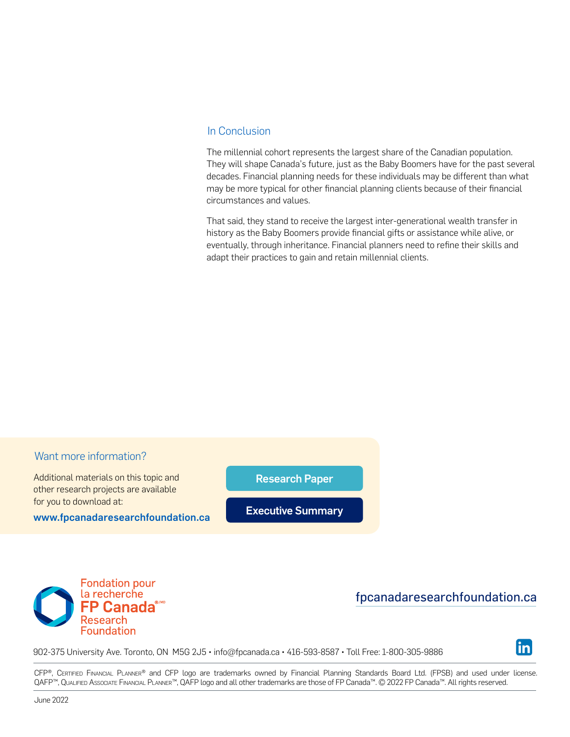## In Conclusion

The millennial cohort represents the largest share of the Canadian population. They will shape Canada's future, just as the Baby Boomers have for the past several decades. Financial planning needs for these individuals may be different than what may be more typical for other financial planning clients because of their financial circumstances and values.

That said, they stand to receive the largest inter-generational wealth transfer in history as the Baby Boomers provide financial gifts or assistance while alive, or eventually, through inheritance. Financial planners need to refine their skills and adapt their practices to gain and retain millennial clients.

### Want more information?

Additional materials on this topic and other research projects are available for you to download at:

**www.fpcanadaresearchfoundation.ca**

**Research Paper**

**Executive Summary**

Fondation pour la recherche FP Canada®/MD Research Foundation

fpcanadaresearchfoundation.ca

902-375 University Ave. Toronto, ON M5G 2J5 • info@fpcanada.ca • 416-593-8587 • Toll Free: 1-800-305-9886

CFP®, Certified Financial Planner® and CFP logo are trademarks owned by Financial Planning Standards Board Ltd. (FPSB) and used under license. QAFP™, Qualified Associate Financial Planner™, QAFP logo and all other trademarks are those of FP Canada™. © 2022 FP Canada™. All rights reserved.

June 2022